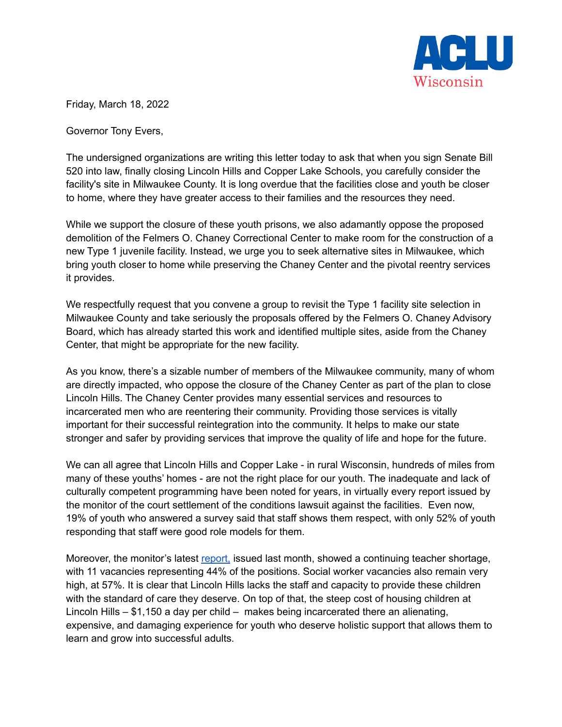ACLU
Wisconsin

Friday, March 18, 2022

Governor Tony Evers,

The undersigned organizations are writing this letter today to ask that when you sign Senate Bill 520 into law, finally closing Lincoln Hills and Copper Lake Schools, you carefully consider the facility's site in Milwaukee County. It is long overdue that the facilities close and youth be closer to home, where they have greater access to their families and the resources they need.

While we support the closure of these youth prisons, we also adamantly oppose the proposed demolition of the Felmers O. Chaney Correctional Center to make room for the construction of a new Type 1 juvenile facility. Instead, we urge you to seek alternative sites in Milwaukee, which bring youth closer to home while preserving the Chaney Center and the pivotal reentry services it provides.

We respectfully request that you convene a group to revisit the Type 1 facility site selection in Milwaukee County and take seriously the proposals offered by the Felmers O. Chaney Advisory Board, which has already started this work and identified multiple sites, aside from the Chaney Center, that might be appropriate for the new facility.

As you know, there's a sizable number of members of the Milwaukee community, many of whom are directly impacted, who oppose the closure of the Chaney Center as part of the plan to close Lincoln Hills. The Chaney Center provides many essential services and resources to incarcerated men who are reentering their community. Providing those services is vitally important for their successful reintegration into the community. It helps to make our state stronger and safer by providing services that improve the quality of life and hope for the future.

We can all agree that Lincoln Hills and Copper Lake - in rural Wisconsin, hundreds of miles from many of these youths' homes - are not the right place for our youth. The inadequate and lack of culturally competent programming have been noted for years, in virtually every report issued by the monitor of the court settlement of the conditions lawsuit against the facilities. Even now, 19% of youth who answered a survey said that staff shows them respect, with only 52% of youth responding that staff were good role models for them.

Moreover, the monitor's latest report, issued last month, showed a continuing teacher shortage, with 11 vacancies representing 44% of the positions. Social worker vacancies also remain very high, at 57%. It is clear that Lincoln Hills lacks the staff and capacity to provide these children with the standard of care they deserve. On top of that, the steep cost of housing children at Lincoln Hills – $1,150 a day per child – makes being incarcerated there an alienating, expensive, and damaging experience for youth who deserve holistic support that allows them to learn and grow into successful adults.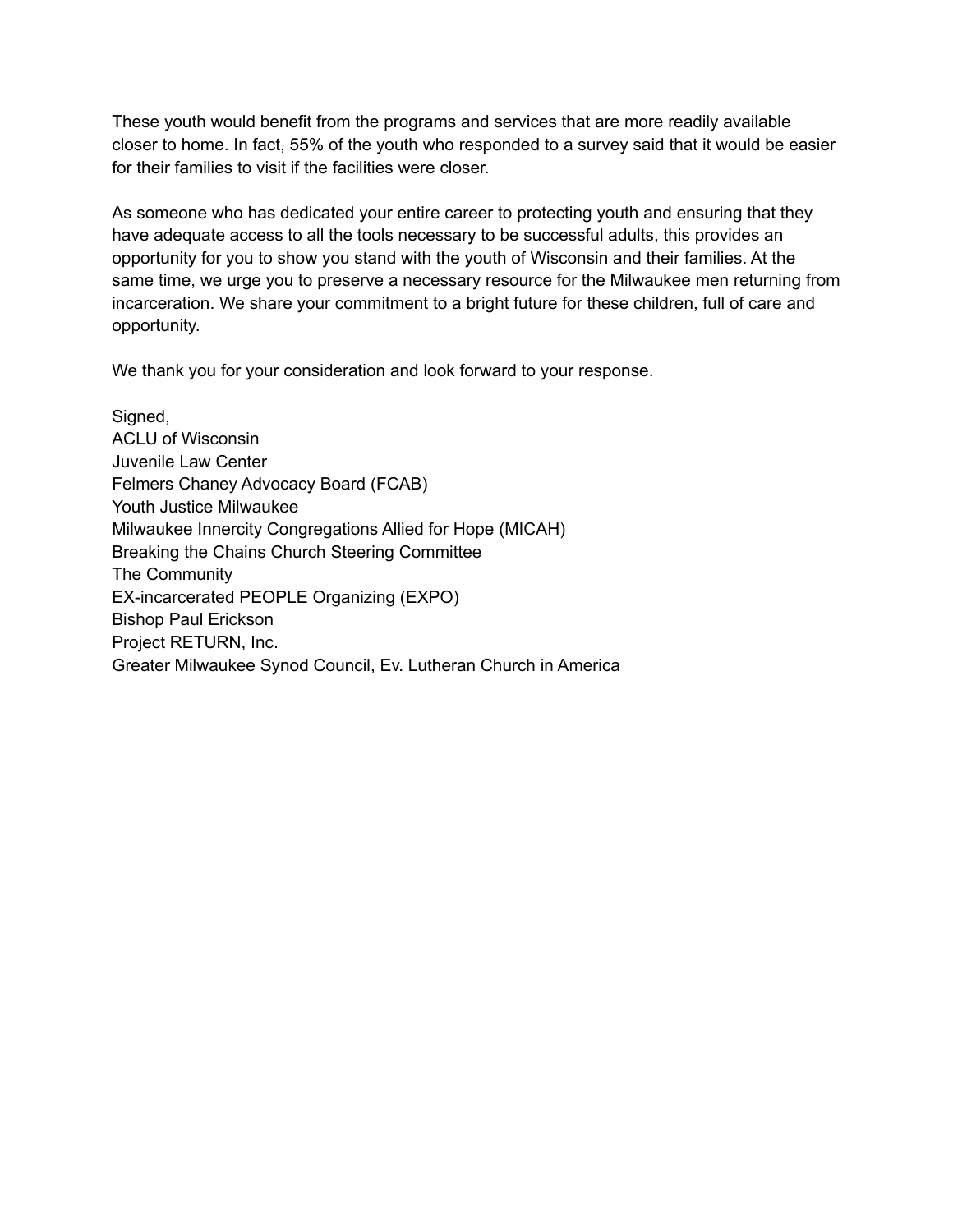These youth would benefit from the programs and services that are more readily available closer to home. In fact, 55% of the youth who responded to a survey said that it would be easier for their families to visit if the facilities were closer.

As someone who has dedicated your entire career to protecting youth and ensuring that they have adequate access to all the tools necessary to be successful adults, this provides an opportunity for you to show you stand with the youth of Wisconsin and their families. At the same time, we urge you to preserve a necessary resource for the Milwaukee men returning from incarceration. We share your commitment to a bright future for these children, full of care and opportunity.

We thank you for your consideration and look forward to your response.

Signed,
ACLU of Wisconsin
Juvenile Law Center
Felmers Chaney Advocacy Board (FCAB)
Youth Justice Milwaukee
Milwaukee Innercity Congregations Allied for Hope (MICAH)
Breaking the Chains Church Steering Committee
The Community
EX-incarcerated PEOPLE Organizing (EXPO)
Bishop Paul Erickson
Project RETURN, Inc.
Greater Milwaukee Synod Council, Ev. Lutheran Church in America